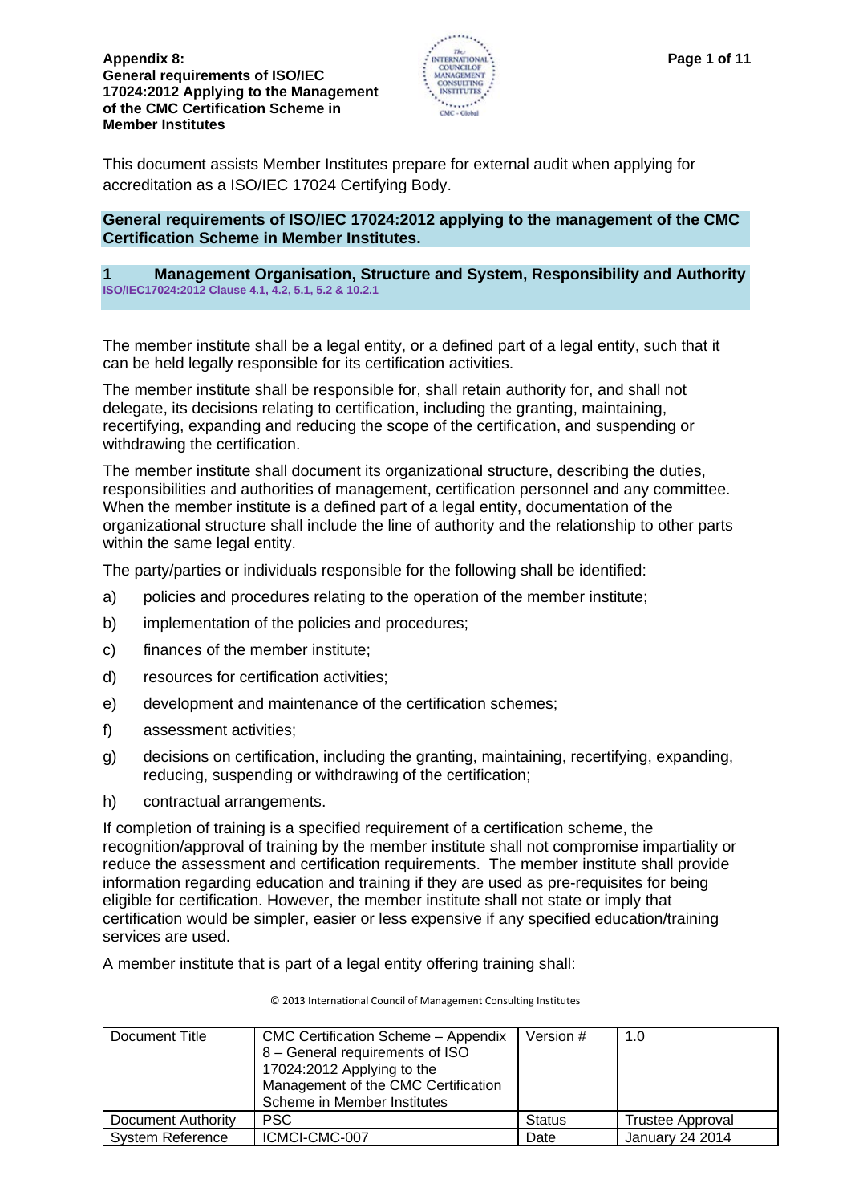**Appendix 8: General requirements of ISO/IEC 17024:2012 Applying to the Management of the CMC Certification Scheme in Member Institutes**

This document assists Member Institutes prepare for external audit when applying for accreditation as a ISO/IEC 17024 Certifying Body.

## General requirements of ISO/IEC 17024:2012 applying to the management of the CMC Certification Scheme in Member Institutes.

### 1 Management Organisation, Structure and System, Responsibility and Authority

**ISO/IEC17024:2012 Clause 4.1, 4.2, 5.1, 5.2 & 10.2.1**

The member institute shall be a legal entity, or a defined part of a legal entity, such that it can be held legally responsible for its certification activities.

The member institute shall be responsible for, shall retain authority for, and shall not delegate, its decisions relating to certification, including the granting, maintaining, recertifying, expanding and reducing the scope of the certification, and suspending or withdrawing the certification.

The member institute shall document its organizational structure, describing the duties, responsibilities and authorities of management, certification personnel and any committee. When the member institute is a defined part of a legal entity, documentation of the organizational structure shall include the line of authority and the relationship to other parts within the same legal entity.

The party/parties or individuals responsible for the following shall be identified:

a) policies and procedures relating to the operation of the member institute;

b) implementation of the policies and procedures;

c) finances of the member institute;

d) resources for certification activities;

e) development and maintenance of the certification schemes;

f) assessment activities;

g) decisions on certification, including the granting, maintaining, recertifying, expanding, reducing, suspending or withdrawing of the certification;

h) contractual arrangements.

If completion of training is a specified requirement of a certification scheme, the recognition/approval of training by the member institute shall not compromise impartiality or reduce the assessment and certification requirements. The member institute shall provide information regarding education and training if they are used as pre-requisites for being eligible for certification. However, the member institute shall not state or imply that certification would be simpler, easier or less expensive if any specified education/training services are used.

A member institute that is part of a legal entity offering training shall:

© 2013 International Council of Management Consulting Institutes

| Document Title | CMC Certification Scheme – Appendix 8 – General requirements of ISO 17024:2012 Applying to the Management of the CMC Certification Scheme in Member Institutes | Version # | 1.0 |
|---|---|---|---|
| Document Authority | PSC | Status | Trustee Approval |
| System Reference | ICMCI-CMC-007 | Date | January 24 2014 |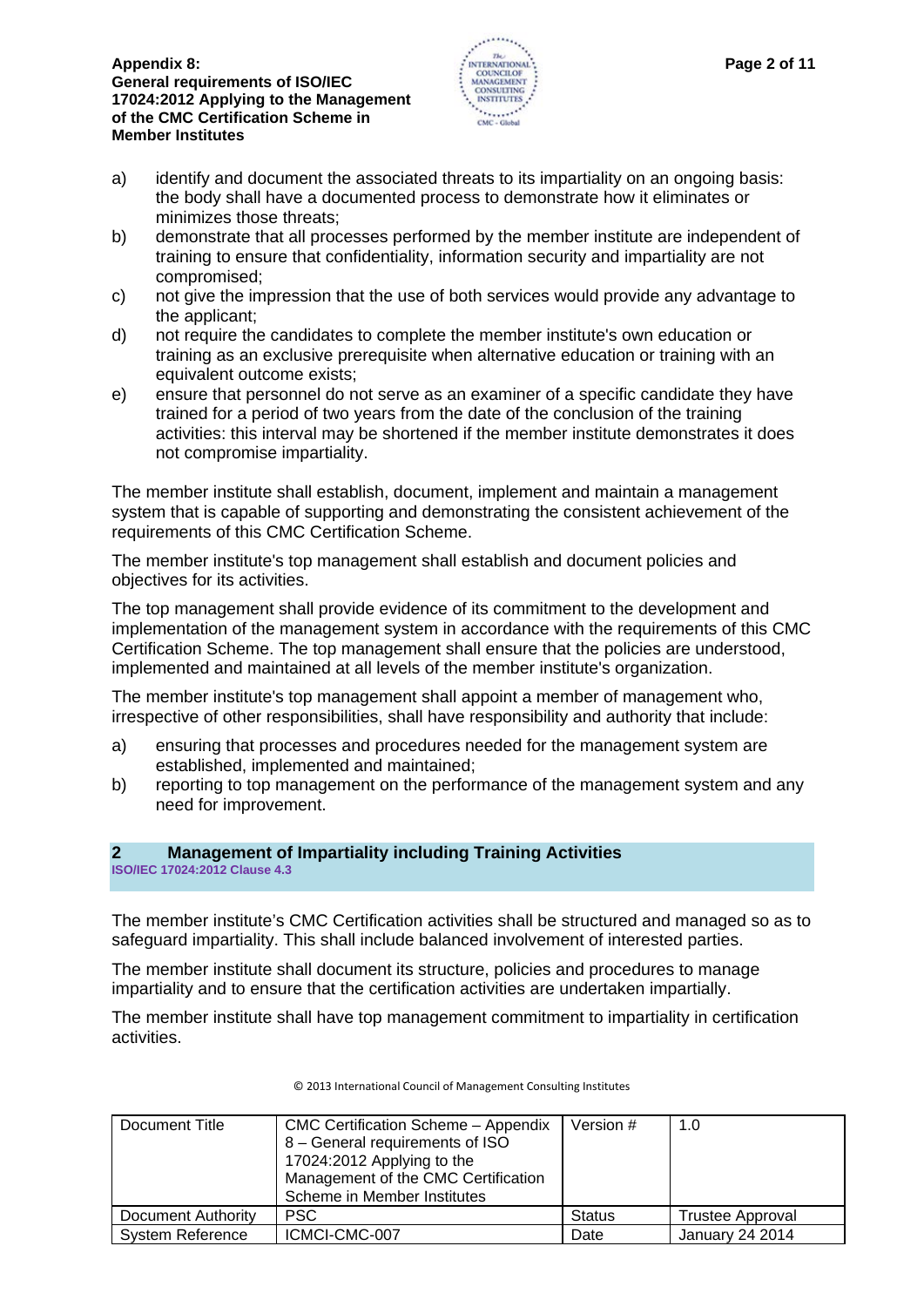a) identify and document the associated threats to its impartiality on an ongoing basis: the body shall have a documented process to demonstrate how it eliminates or minimizes those threats;
b) demonstrate that all processes performed by the member institute are independent of training to ensure that confidentiality, information security and impartiality are not compromised;
c) not give the impression that the use of both services would provide any advantage to the applicant;
d) not require the candidates to complete the member institute's own education or training as an exclusive prerequisite when alternative education or training with an equivalent outcome exists;
e) ensure that personnel do not serve as an examiner of a specific candidate they have trained for a period of two years from the date of the conclusion of the training activities: this interval may be shortened if the member institute demonstrates it does not compromise impartiality.

The member institute shall establish, document, implement and maintain a management system that is capable of supporting and demonstrating the consistent achievement of the requirements of this CMC Certification Scheme.

The member institute's top management shall establish and document policies and objectives for its activities.

The top management shall provide evidence of its commitment to the development and implementation of the management system in accordance with the requirements of this CMC Certification Scheme. The top management shall ensure that the policies are understood, implemented and maintained at all levels of the member institute's organization.

The member institute's top management shall appoint a member of management who, irrespective of other responsibilities, shall have responsibility and authority that include:

a) ensuring that processes and procedures needed for the management system are established, implemented and maintained;
b) reporting to top management on the performance of the management system and any need for improvement.

## 2 Management of Impartiality including Training Activities

**ISO/IEC 17024:2012 Clause 4.3**

The member institute's CMC Certification activities shall be structured and managed so as to safeguard impartiality. This shall include balanced involvement of interested parties.

The member institute shall document its structure, policies and procedures to manage impartiality and to ensure that the certification activities are undertaken impartially.

The member institute shall have top management commitment to impartiality in certification activities.

© 2013 International Council of Management Consulting Institutes

| Document Title | CMC Certification Scheme – Appendix 8 – General requirements of ISO 17024:2012 Applying to the Management of the CMC Certification Scheme in Member Institutes | Version # | 1.0 |
|---|---|---|---|
| Document Authority | PSC | Status | Trustee Approval |
| System Reference | ICMCI-CMC-007 | Date | January 24 2014 |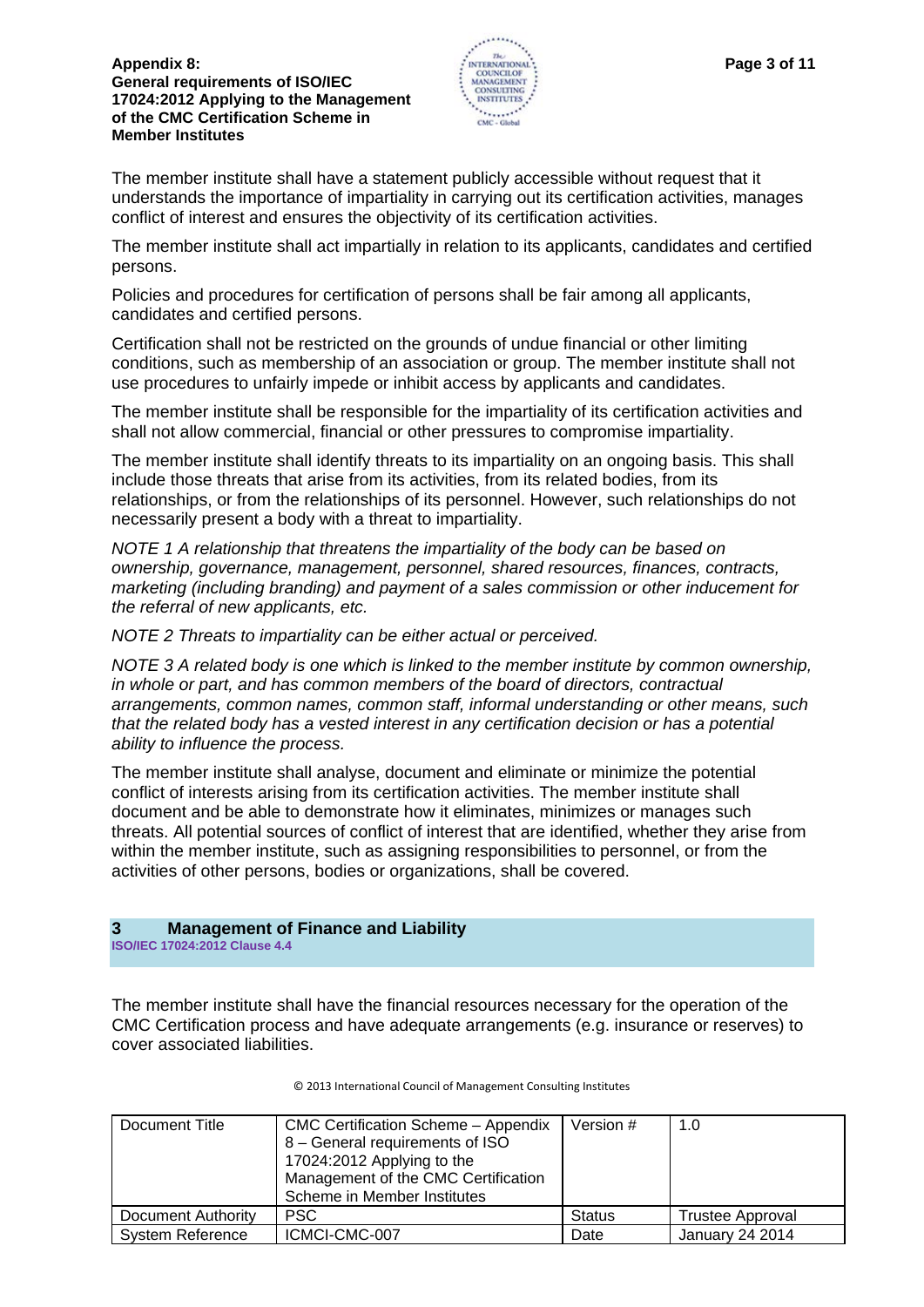The member institute shall have a statement publicly accessible without request that it understands the importance of impartiality in carrying out its certification activities, manages conflict of interest and ensures the objectivity of its certification activities.

The member institute shall act impartially in relation to its applicants, candidates and certified persons.

Policies and procedures for certification of persons shall be fair among all applicants, candidates and certified persons.

Certification shall not be restricted on the grounds of undue financial or other limiting conditions, such as membership of an association or group. The member institute shall not use procedures to unfairly impede or inhibit access by applicants and candidates.

The member institute shall be responsible for the impartiality of its certification activities and shall not allow commercial, financial or other pressures to compromise impartiality.

The member institute shall identify threats to its impartiality on an ongoing basis. This shall include those threats that arise from its activities, from its related bodies, from its relationships, or from the relationships of its personnel. However, such relationships do not necessarily present a body with a threat to impartiality.

*NOTE 1 A relationship that threatens the impartiality of the body can be based on ownership, governance, management, personnel, shared resources, finances, contracts, marketing (including branding) and payment of a sales commission or other inducement for the referral of new applicants, etc.*

*NOTE 2 Threats to impartiality can be either actual or perceived.*

*NOTE 3 A related body is one which is linked to the member institute by common ownership, in whole or part, and has common members of the board of directors, contractual arrangements, common names, common staff, informal understanding or other means, such that the related body has a vested interest in any certification decision or has a potential ability to influence the process.*

The member institute shall analyse, document and eliminate or minimize the potential conflict of interests arising from its certification activities. The member institute shall document and be able to demonstrate how it eliminates, minimizes or manages such threats. All potential sources of conflict of interest that are identified, whether they arise from within the member institute, such as assigning responsibilities to personnel, or from the activities of other persons, bodies or organizations, shall be covered.

## 3 Management of Finance and Liability

**ISO/IEC 17024:2012 Clause 4.4**

The member institute shall have the financial resources necessary for the operation of the CMC Certification process and have adequate arrangements (e.g. insurance or reserves) to cover associated liabilities.

© 2013 International Council of Management Consulting Institutes

| Document Title | CMC Certification Scheme – Appendix 8 – General requirements of ISO 17024:2012 Applying to the Management of the CMC Certification Scheme in Member Institutes | Version # | 1.0 |
|---|---|---|---|
| Document Authority | PSC | Status | Trustee Approval |
| System Reference | ICMCI-CMC-007 | Date | January 24 2014 |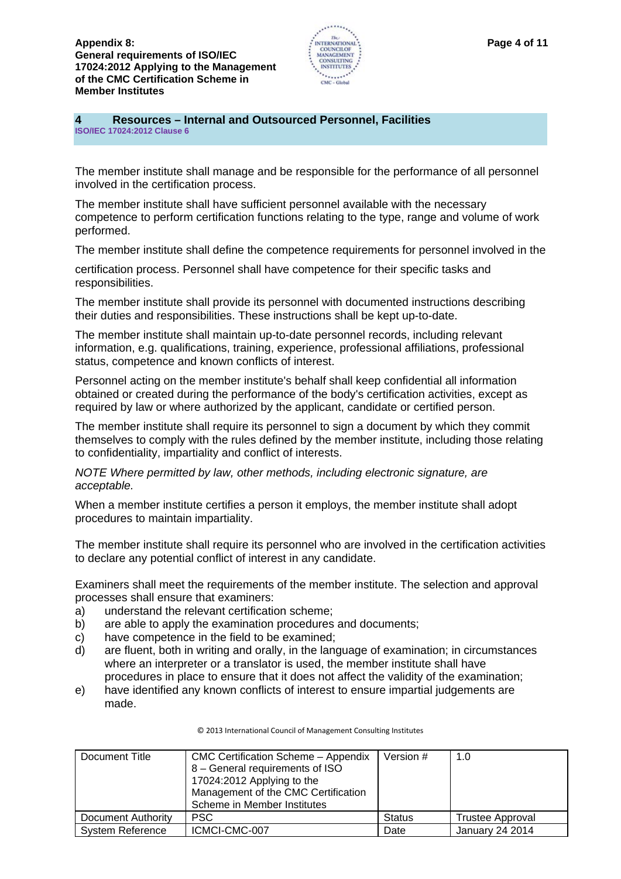## 4 Resources – Internal and Outsourced Personnel, Facilities

**ISO/IEC 17024:2012 Clause 6**

The member institute shall manage and be responsible for the performance of all personnel involved in the certification process.

The member institute shall have sufficient personnel available with the necessary competence to perform certification functions relating to the type, range and volume of work performed.

The member institute shall define the competence requirements for personnel involved in the certification process. Personnel shall have competence for their specific tasks and responsibilities.

The member institute shall provide its personnel with documented instructions describing their duties and responsibilities. These instructions shall be kept up-to-date.

The member institute shall maintain up-to-date personnel records, including relevant information, e.g. qualifications, training, experience, professional affiliations, professional status, competence and known conflicts of interest.

Personnel acting on the member institute's behalf shall keep confidential all information obtained or created during the performance of the body's certification activities, except as required by law or where authorized by the applicant, candidate or certified person.

The member institute shall require its personnel to sign a document by which they commit themselves to comply with the rules defined by the member institute, including those relating to confidentiality, impartiality and conflict of interests.

*NOTE Where permitted by law, other methods, including electronic signature, are acceptable.*

When a member institute certifies a person it employs, the member institute shall adopt procedures to maintain impartiality.

The member institute shall require its personnel who are involved in the certification activities to declare any potential conflict of interest in any candidate.

Examiners shall meet the requirements of the member institute. The selection and approval processes shall ensure that examiners:

a) understand the relevant certification scheme;
b) are able to apply the examination procedures and documents;
c) have competence in the field to be examined;
d) are fluent, both in writing and orally, in the language of examination; in circumstances where an interpreter or a translator is used, the member institute shall have procedures in place to ensure that it does not affect the validity of the examination;
e) have identified any known conflicts of interest to ensure impartial judgements are made.

© 2013 International Council of Management Consulting Institutes

| Document Title | CMC Certification Scheme – Appendix 8 – General requirements of ISO 17024:2012 Applying to the Management of the CMC Certification Scheme in Member Institutes | Version # | 1.0 |
|---|---|---|---|
| Document Authority | PSC | Status | Trustee Approval |
| System Reference | ICMCI-CMC-007 | Date | January 24 2014 |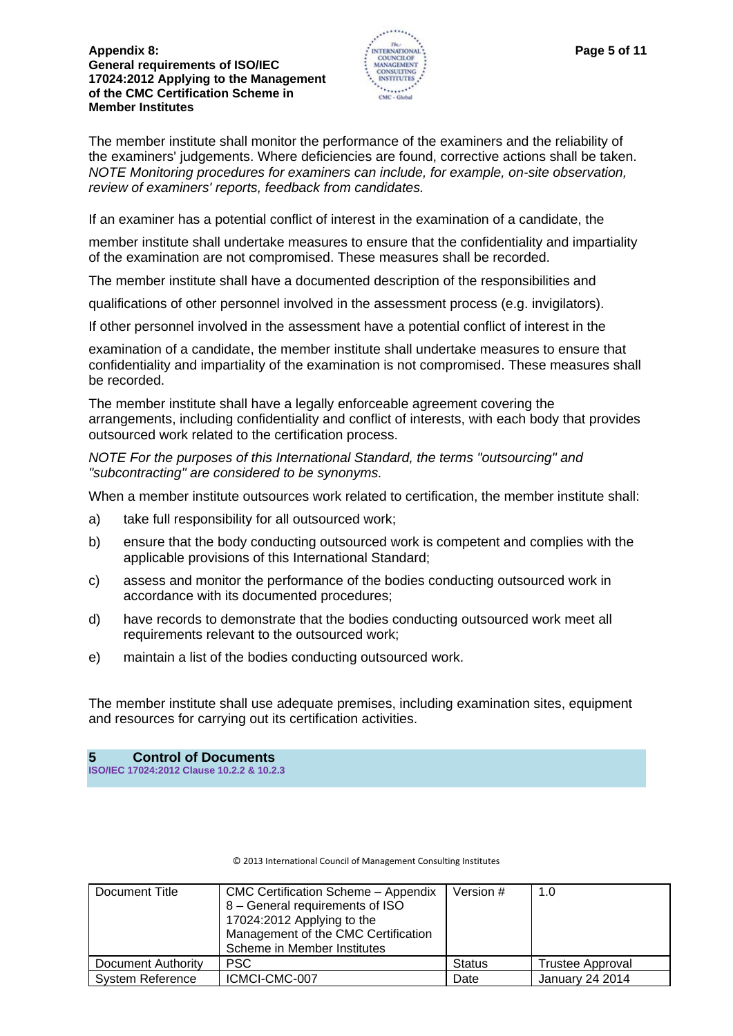The member institute shall monitor the performance of the examiners and the reliability of the examiners' judgements. Where deficiencies are found, corrective actions shall be taken. *NOTE Monitoring procedures for examiners can include, for example, on-site observation, review of examiners' reports, feedback from candidates.*

If an examiner has a potential conflict of interest in the examination of a candidate, the member institute shall undertake measures to ensure that the confidentiality and impartiality of the examination are not compromised. These measures shall be recorded.

The member institute shall have a documented description of the responsibilities and qualifications of other personnel involved in the assessment process (e.g. invigilators).

If other personnel involved in the assessment have a potential conflict of interest in the examination of a candidate, the member institute shall undertake measures to ensure that confidentiality and impartiality of the examination is not compromised. These measures shall be recorded.

The member institute shall have a legally enforceable agreement covering the arrangements, including confidentiality and conflict of interests, with each body that provides outsourced work related to the certification process.

*NOTE For the purposes of this International Standard, the terms "outsourcing" and "subcontracting" are considered to be synonyms.*

When a member institute outsources work related to certification, the member institute shall:

a) take full responsibility for all outsourced work;

b) ensure that the body conducting outsourced work is competent and complies with the applicable provisions of this International Standard;

c) assess and monitor the performance of the bodies conducting outsourced work in accordance with its documented procedures;

d) have records to demonstrate that the bodies conducting outsourced work meet all requirements relevant to the outsourced work;

e) maintain a list of the bodies conducting outsourced work.

The member institute shall use adequate premises, including examination sites, equipment and resources for carrying out its certification activities.

## 5 Control of Documents

**ISO/IEC 17024:2012 Clause 10.2.2 & 10.2.3**

© 2013 International Council of Management Consulting Institutes

| Document Title | CMC Certification Scheme – Appendix 8 – General requirements of ISO 17024:2012 Applying to the Management of the CMC Certification Scheme in Member Institutes | Version # | 1.0 |
|---|---|---|---|
| Document Authority | PSC | Status | Trustee Approval |
| System Reference | ICMCI-CMC-007 | Date | January 24 2014 |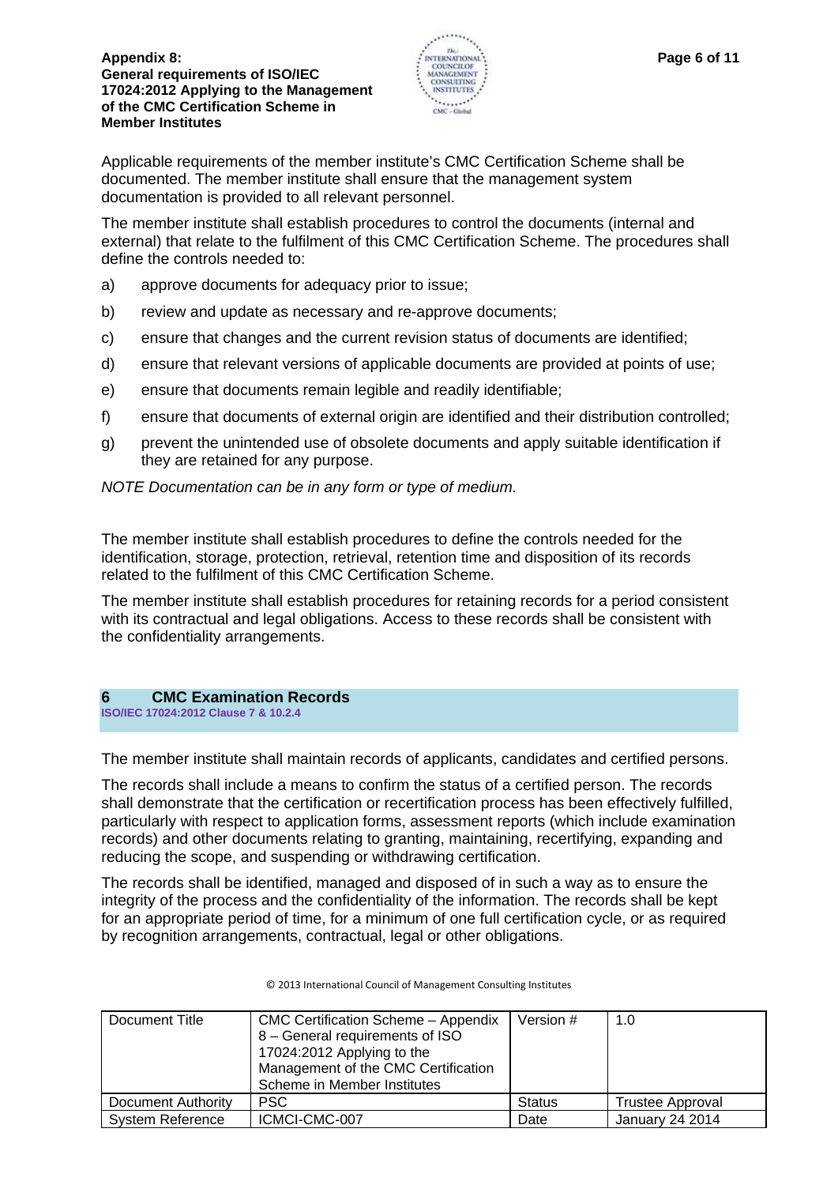Applicable requirements of the member institute's CMC Certification Scheme shall be documented. The member institute shall ensure that the management system documentation is provided to all relevant personnel.

The member institute shall establish procedures to control the documents (internal and external) that relate to the fulfilment of this CMC Certification Scheme. The procedures shall define the controls needed to:

a) approve documents for adequacy prior to issue;

b) review and update as necessary and re-approve documents;

c) ensure that changes and the current revision status of documents are identified;

d) ensure that relevant versions of applicable documents are provided at points of use;

e) ensure that documents remain legible and readily identifiable;

f) ensure that documents of external origin are identified and their distribution controlled;

g) prevent the unintended use of obsolete documents and apply suitable identification if they are retained for any purpose.

*NOTE Documentation can be in any form or type of medium.*

The member institute shall establish procedures to define the controls needed for the identification, storage, protection, retrieval, retention time and disposition of its records related to the fulfilment of this CMC Certification Scheme.

The member institute shall establish procedures for retaining records for a period consistent with its contractual and legal obligations. Access to these records shall be consistent with the confidentiality arrangements.

## 6 CMC Examination Records

**ISO/IEC 17024:2012 Clause 7 & 10.2.4**

The member institute shall maintain records of applicants, candidates and certified persons.

The records shall include a means to confirm the status of a certified person. The records shall demonstrate that the certification or recertification process has been effectively fulfilled, particularly with respect to application forms, assessment reports (which include examination records) and other documents relating to granting, maintaining, recertifying, expanding and reducing the scope, and suspending or withdrawing certification.

The records shall be identified, managed and disposed of in such a way as to ensure the integrity of the process and the confidentiality of the information. The records shall be kept for an appropriate period of time, for a minimum of one full certification cycle, or as required by recognition arrangements, contractual, legal or other obligations.

© 2013 International Council of Management Consulting Institutes

| Document Title | CMC Certification Scheme – Appendix 8 – General requirements of ISO 17024:2012 Applying to the Management of the CMC Certification Scheme in Member Institutes | Version # | 1.0 |
|---|---|---|---|
| Document Authority | PSC | Status | Trustee Approval |
| System Reference | ICMCI-CMC-007 | Date | January 24 2014 |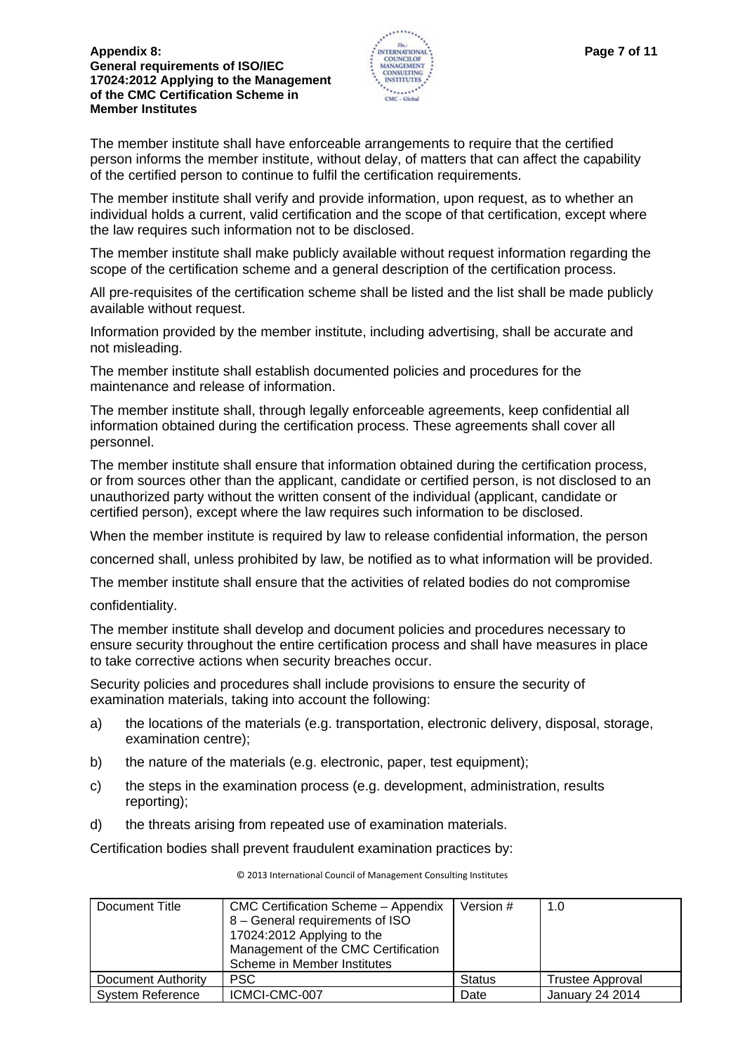The member institute shall have enforceable arrangements to require that the certified person informs the member institute, without delay, of matters that can affect the capability of the certified person to continue to fulfil the certification requirements.

The member institute shall verify and provide information, upon request, as to whether an individual holds a current, valid certification and the scope of that certification, except where the law requires such information not to be disclosed.

The member institute shall make publicly available without request information regarding the scope of the certification scheme and a general description of the certification process.

All pre-requisites of the certification scheme shall be listed and the list shall be made publicly available without request.

Information provided by the member institute, including advertising, shall be accurate and not misleading.

The member institute shall establish documented policies and procedures for the maintenance and release of information.

The member institute shall, through legally enforceable agreements, keep confidential all information obtained during the certification process. These agreements shall cover all personnel.

The member institute shall ensure that information obtained during the certification process, or from sources other than the applicant, candidate or certified person, is not disclosed to an unauthorized party without the written consent of the individual (applicant, candidate or certified person), except where the law requires such information to be disclosed.

When the member institute is required by law to release confidential information, the person concerned shall, unless prohibited by law, be notified as to what information will be provided.

The member institute shall ensure that the activities of related bodies do not compromise confidentiality.

The member institute shall develop and document policies and procedures necessary to ensure security throughout the entire certification process and shall have measures in place to take corrective actions when security breaches occur.

Security policies and procedures shall include provisions to ensure the security of examination materials, taking into account the following:

a) the locations of the materials (e.g. transportation, electronic delivery, disposal, storage, examination centre);

b) the nature of the materials (e.g. electronic, paper, test equipment);

c) the steps in the examination process (e.g. development, administration, results reporting);

d) the threats arising from repeated use of examination materials.

Certification bodies shall prevent fraudulent examination practices by: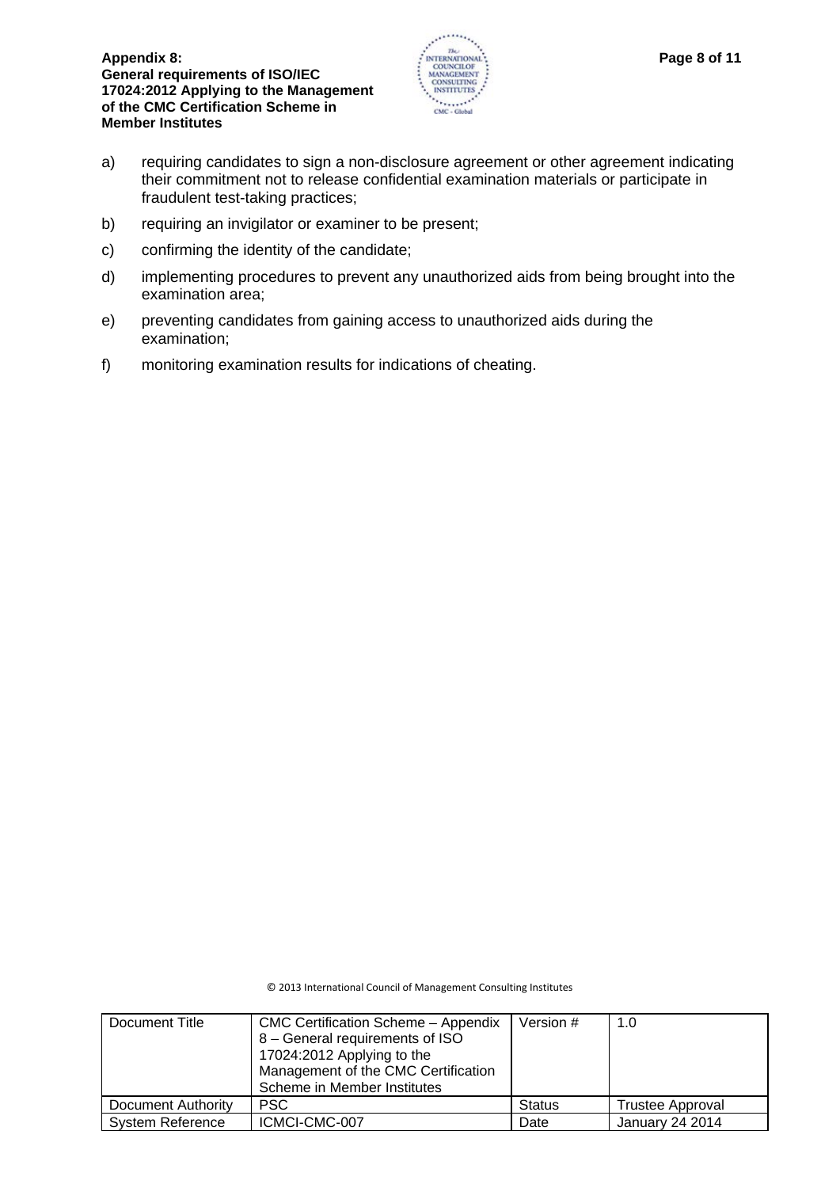a) requiring candidates to sign a non-disclosure agreement or other agreement indicating their commitment not to release confidential examination materials or participate in fraudulent test-taking practices;

b) requiring an invigilator or examiner to be present;

c) confirming the identity of the candidate;

d) implementing procedures to prevent any unauthorized aids from being brought into the examination area;

e) preventing candidates from gaining access to unauthorized aids during the examination;

f) monitoring examination results for indications of cheating.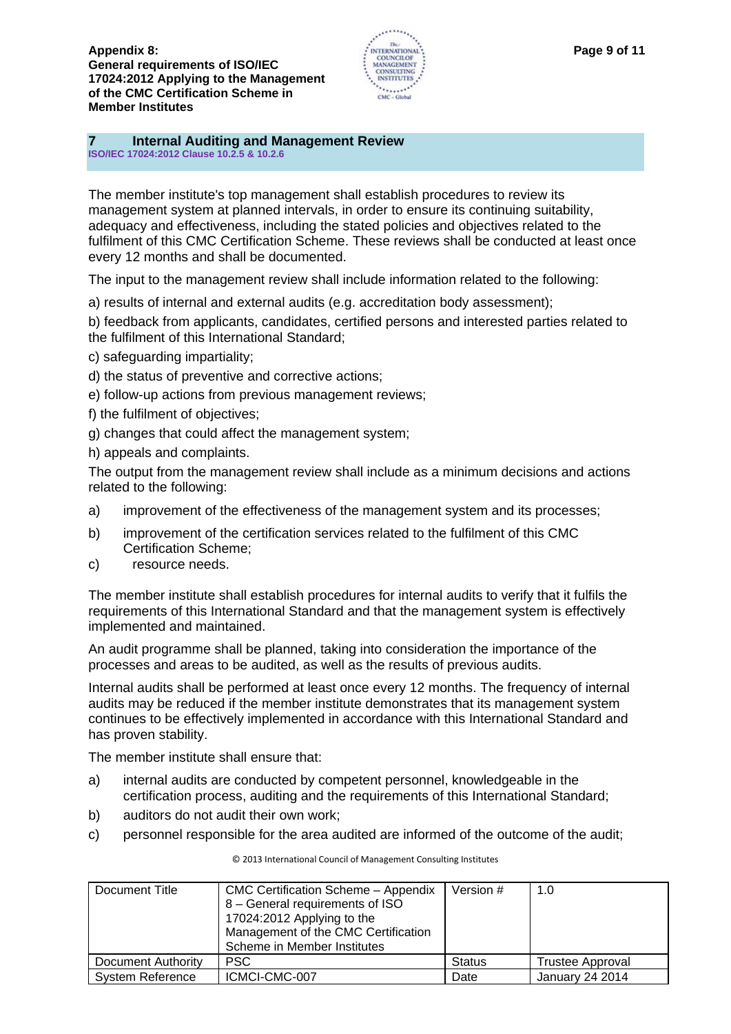## 7 Internal Auditing and Management Review

**ISO/IEC 17024:2012 Clause 10.2.5 & 10.2.6**

The member institute's top management shall establish procedures to review its management system at planned intervals, in order to ensure its continuing suitability, adequacy and effectiveness, including the stated policies and objectives related to the fulfilment of this CMC Certification Scheme. These reviews shall be conducted at least once every 12 months and shall be documented.

The input to the management review shall include information related to the following:

a) results of internal and external audits (e.g. accreditation body assessment);

b) feedback from applicants, candidates, certified persons and interested parties related to the fulfilment of this International Standard;

c) safeguarding impartiality;

d) the status of preventive and corrective actions;

e) follow-up actions from previous management reviews;

f) the fulfilment of objectives;

g) changes that could affect the management system;

h) appeals and complaints.

The output from the management review shall include as a minimum decisions and actions related to the following:

a) improvement of the effectiveness of the management system and its processes;

b) improvement of the certification services related to the fulfilment of this CMC Certification Scheme;

c) resource needs.

The member institute shall establish procedures for internal audits to verify that it fulfils the requirements of this International Standard and that the management system is effectively implemented and maintained.

An audit programme shall be planned, taking into consideration the importance of the processes and areas to be audited, as well as the results of previous audits.

Internal audits shall be performed at least once every 12 months. The frequency of internal audits may be reduced if the member institute demonstrates that its management system continues to be effectively implemented in accordance with this International Standard and has proven stability.

The member institute shall ensure that:

a) internal audits are conducted by competent personnel, knowledgeable in the certification process, auditing and the requirements of this International Standard;

b) auditors do not audit their own work;

c) personnel responsible for the area audited are informed of the outcome of the audit;

© 2013 International Council of Management Consulting Institutes

| Document Title | CMC Certification Scheme – Appendix 8 – General requirements of ISO 17024:2012 Applying to the Management of the CMC Certification Scheme in Member Institutes | Version # | 1.0 |
|---|---|---|---|
| Document Authority | PSC | Status | Trustee Approval |
| System Reference | ICMCI-CMC-007 | Date | January 24 2014 |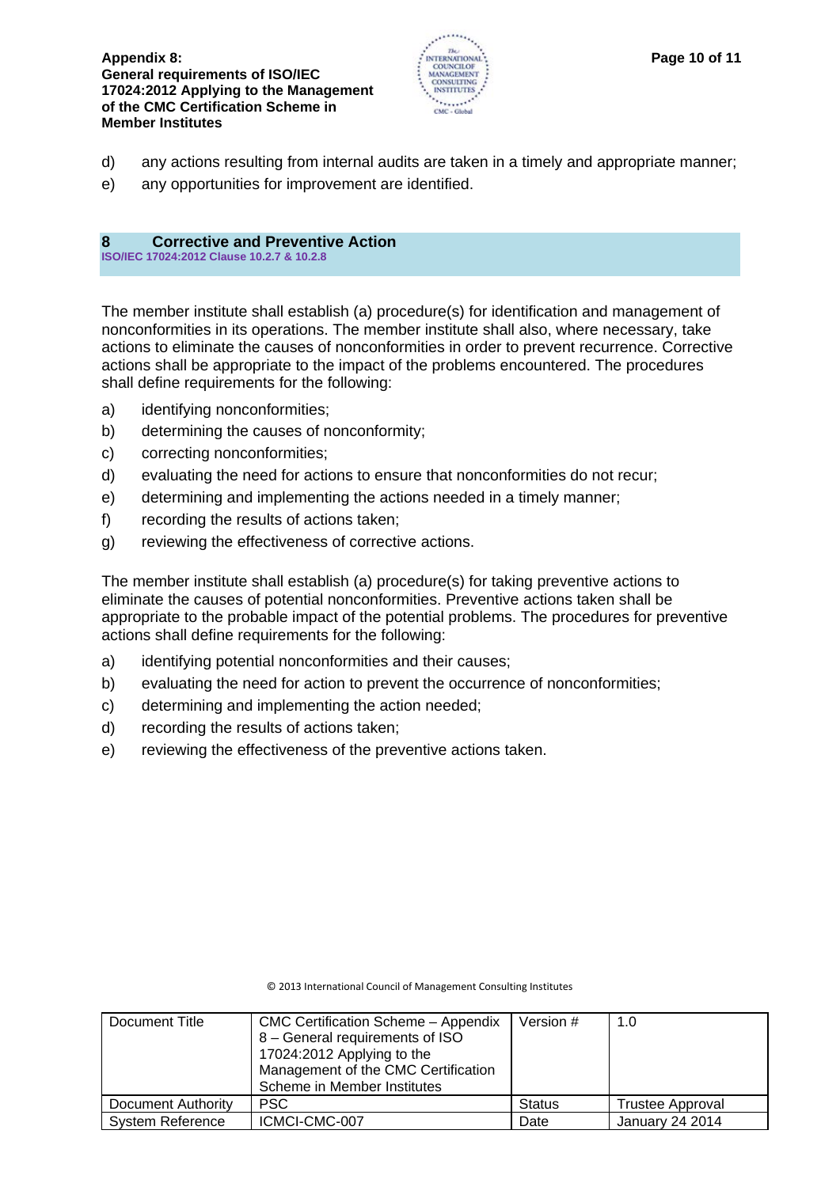d) any actions resulting from internal audits are taken in a timely and appropriate manner;

e) any opportunities for improvement are identified.

## 8 Corrective and Preventive Action

**ISO/IEC 17024:2012 Clause 10.2.7 & 10.2.8**

The member institute shall establish (a) procedure(s) for identification and management of nonconformities in its operations. The member institute shall also, where necessary, take actions to eliminate the causes of nonconformities in order to prevent recurrence. Corrective actions shall be appropriate to the impact of the problems encountered. The procedures shall define requirements for the following:

a) identifying nonconformities;

b) determining the causes of nonconformity;

c) correcting nonconformities;

d) evaluating the need for actions to ensure that nonconformities do not recur;

e) determining and implementing the actions needed in a timely manner;

f) recording the results of actions taken;

g) reviewing the effectiveness of corrective actions.

The member institute shall establish (a) procedure(s) for taking preventive actions to eliminate the causes of potential nonconformities. Preventive actions taken shall be appropriate to the probable impact of the potential problems. The procedures for preventive actions shall define requirements for the following:

a) identifying potential nonconformities and their causes;

b) evaluating the need for action to prevent the occurrence of nonconformities;

c) determining and implementing the action needed;

d) recording the results of actions taken;

e) reviewing the effectiveness of the preventive actions taken.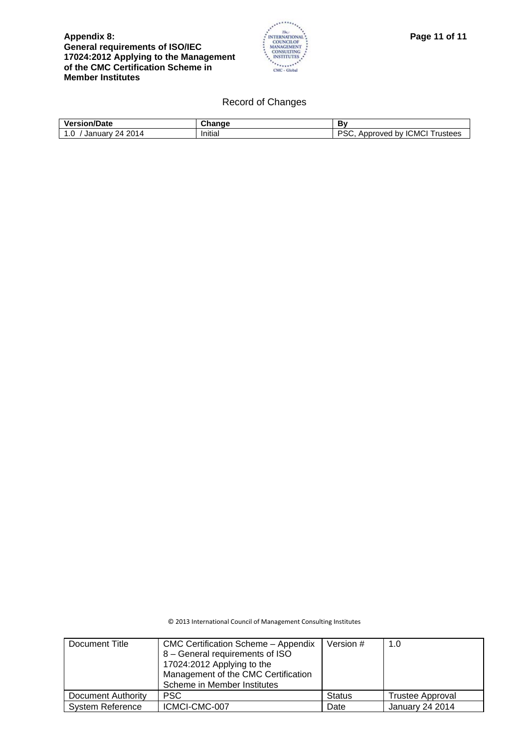Record of Changes

| Version/Date | Change | By |
|---|---|---|
| 1.0 / January 24 2014 | Initial | PSC, Approved by ICMCI Trustees |

© 2013 International Council of Management Consulting Institutes

| | | | |
|---|---|---|---|
| Document Title | CMC Certification Scheme – Appendix 8 – General requirements of ISO 17024:2012 Applying to the Management of the CMC Certification Scheme in Member Institutes | Version # | 1.0 |
| Document Authority | PSC | Status | Trustee Approval |
| System Reference | ICMCI-CMC-007 | Date | January 24 2014 |